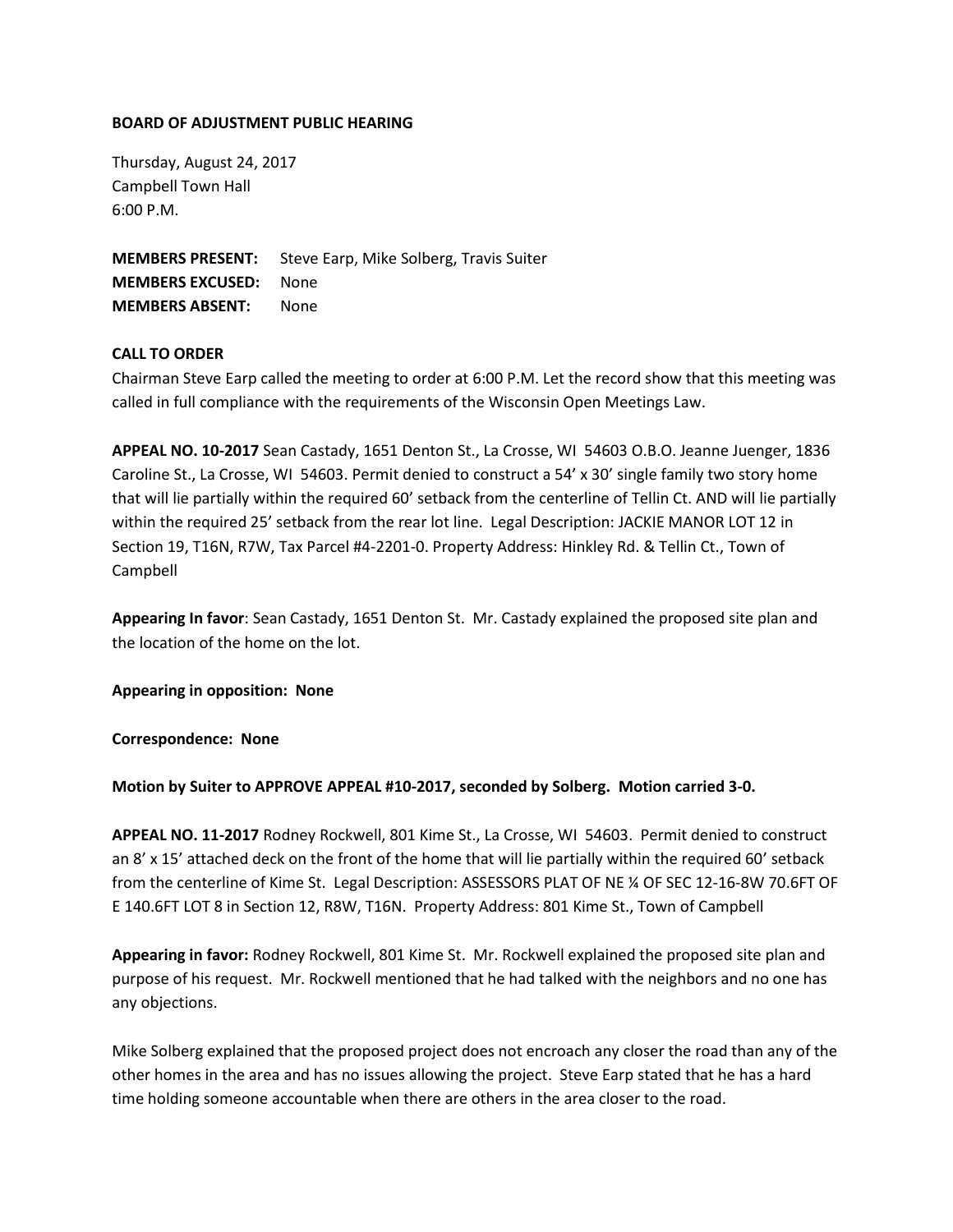**BOARD OF ADJUSTMENT PUBLIC HEARING**

Thursday, August 24, 2017
Campbell Town Hall
6:00 P.M.

**MEMBERS PRESENT:** Steve Earp, Mike Solberg, Travis Suiter
**MEMBERS EXCUSED:** None
**MEMBERS ABSENT:** None

**CALL TO ORDER**

Chairman Steve Earp called the meeting to order at 6:00 P.M. Let the record show that this meeting was called in full compliance with the requirements of the Wisconsin Open Meetings Law.

**APPEAL NO. 10-2017** Sean Castady, 1651 Denton St., La Crosse, WI 54603 O.B.O. Jeanne Juenger, 1836 Caroline St., La Crosse, WI 54603. Permit denied to construct a 54' x 30' single family two story home that will lie partially within the required 60' setback from the centerline of Tellin Ct. AND will lie partially within the required 25' setback from the rear lot line. Legal Description: JACKIE MANOR LOT 12 in Section 19, T16N, R7W, Tax Parcel #4-2201-0. Property Address: Hinkley Rd. & Tellin Ct., Town of Campbell

**Appearing In favor**: Sean Castady, 1651 Denton St. Mr. Castady explained the proposed site plan and the location of the home on the lot.

**Appearing in opposition: None**

**Correspondence: None**

**Motion by Suiter to APPROVE APPEAL #10-2017, seconded by Solberg. Motion carried 3-0.**

**APPEAL NO. 11-2017** Rodney Rockwell, 801 Kime St., La Crosse, WI 54603. Permit denied to construct an 8' x 15' attached deck on the front of the home that will lie partially within the required 60' setback from the centerline of Kime St. Legal Description: ASSESSORS PLAT OF NE ¼ OF SEC 12-16-8W 70.6FT OF E 140.6FT LOT 8 in Section 12, R8W, T16N. Property Address: 801 Kime St., Town of Campbell

**Appearing in favor:** Rodney Rockwell, 801 Kime St. Mr. Rockwell explained the proposed site plan and purpose of his request. Mr. Rockwell mentioned that he had talked with the neighbors and no one has any objections.

Mike Solberg explained that the proposed project does not encroach any closer the road than any of the other homes in the area and has no issues allowing the project. Steve Earp stated that he has a hard time holding someone accountable when there are others in the area closer to the road.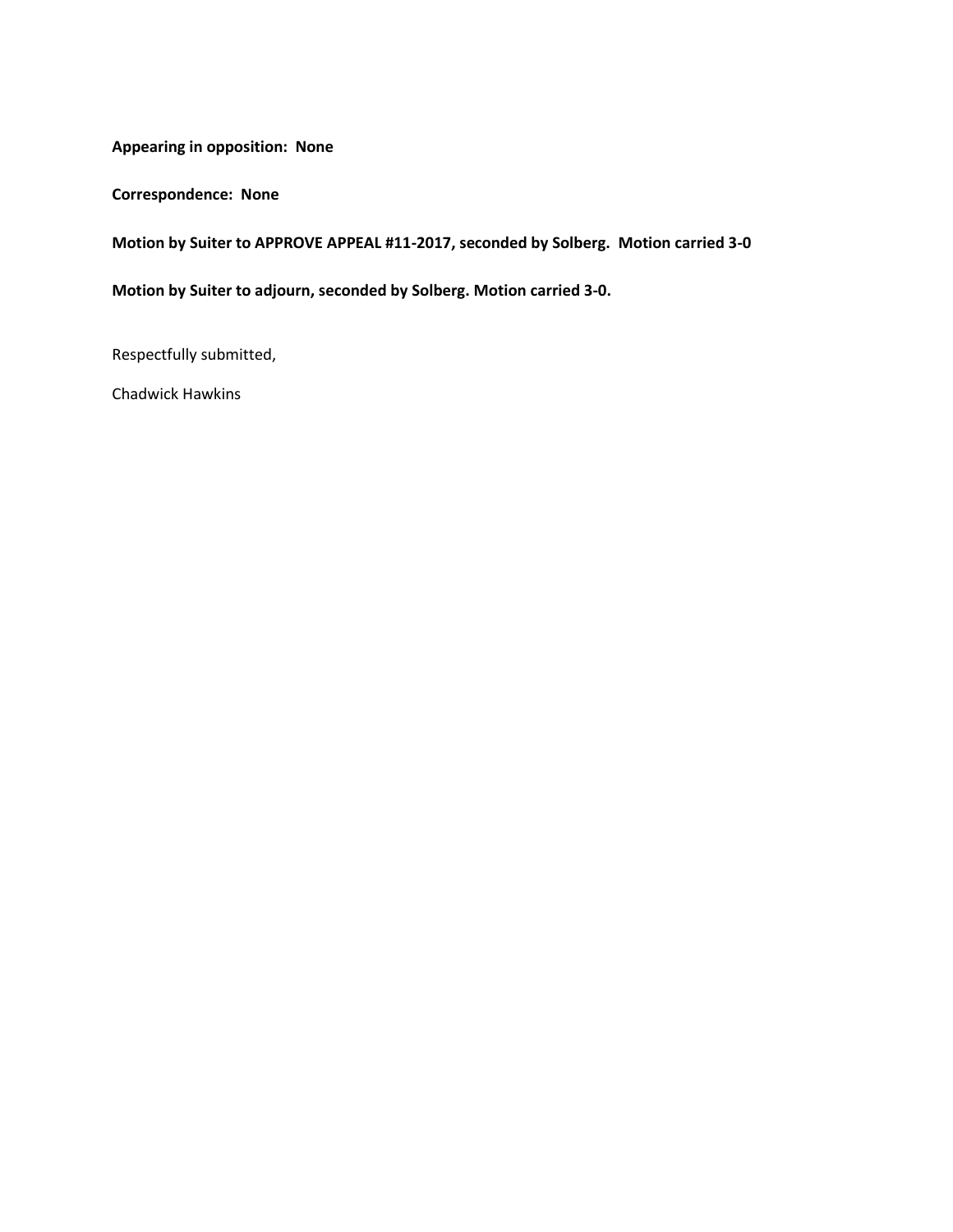**Appearing in opposition: None**

**Correspondence: None**

**Motion by Suiter to APPROVE APPEAL #11-2017, seconded by Solberg. Motion carried 3-0**

**Motion by Suiter to adjourn, seconded by Solberg. Motion carried 3-0.**

Respectfully submitted,

Chadwick Hawkins